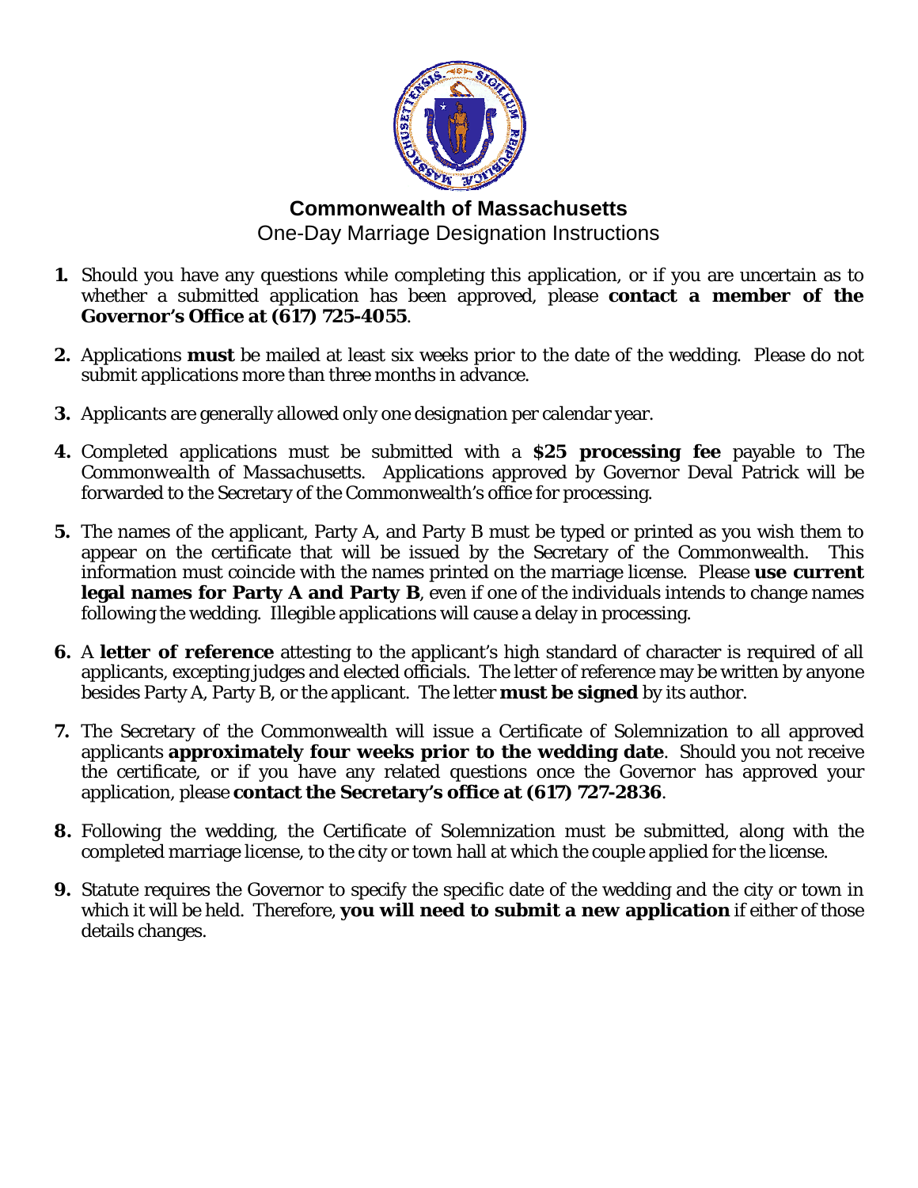# Commonwealth of Massachusetts

## One-Day Marriage Designation Instructions

1. Should you have any questions while completing this application, or if you are uncertain as to whether a submitted application has been approved, please **contact a member of the Governor's Office at (617) 725-4055**.

2. Applications **must** be mailed at least six weeks prior to the date of the wedding. Please do not submit applications more than three months in advance.

3. Applicants are generally allowed only one designation per calendar year.

4. Completed applications must be submitted with a **$25 processing fee** payable to The Commonwealth of Massachusetts. Applications approved by Governor Deval Patrick will be forwarded to the Secretary of the Commonwealth's office for processing.

5. The names of the applicant, Party A, and Party B must be typed or printed as you wish them to appear on the certificate that will be issued by the Secretary of the Commonwealth. This information must coincide with the names printed on the marriage license. Please **use current legal names for Party A and Party B**, even if one of the individuals intends to change names following the wedding. Illegible applications will cause a delay in processing.

6. A **letter of reference** attesting to the applicant's high standard of character is required of all applicants, excepting judges and elected officials. The letter of reference may be written by anyone besides Party A, Party B, or the applicant. The letter **must be signed** by its author.

7. The Secretary of the Commonwealth will issue a Certificate of Solemnization to all approved applicants **approximately four weeks prior to the wedding date**. Should you not receive the certificate, or if you have any related questions once the Governor has approved your application, please **contact the Secretary's office at (617) 727-2836**.

8. Following the wedding, the Certificate of Solemnization must be submitted, along with the completed marriage license, to the city or town hall at which the couple applied for the license.

9. Statute requires the Governor to specify the specific date of the wedding and the city or town in which it will be held. Therefore, **you will need to submit a new application** if either of those details changes.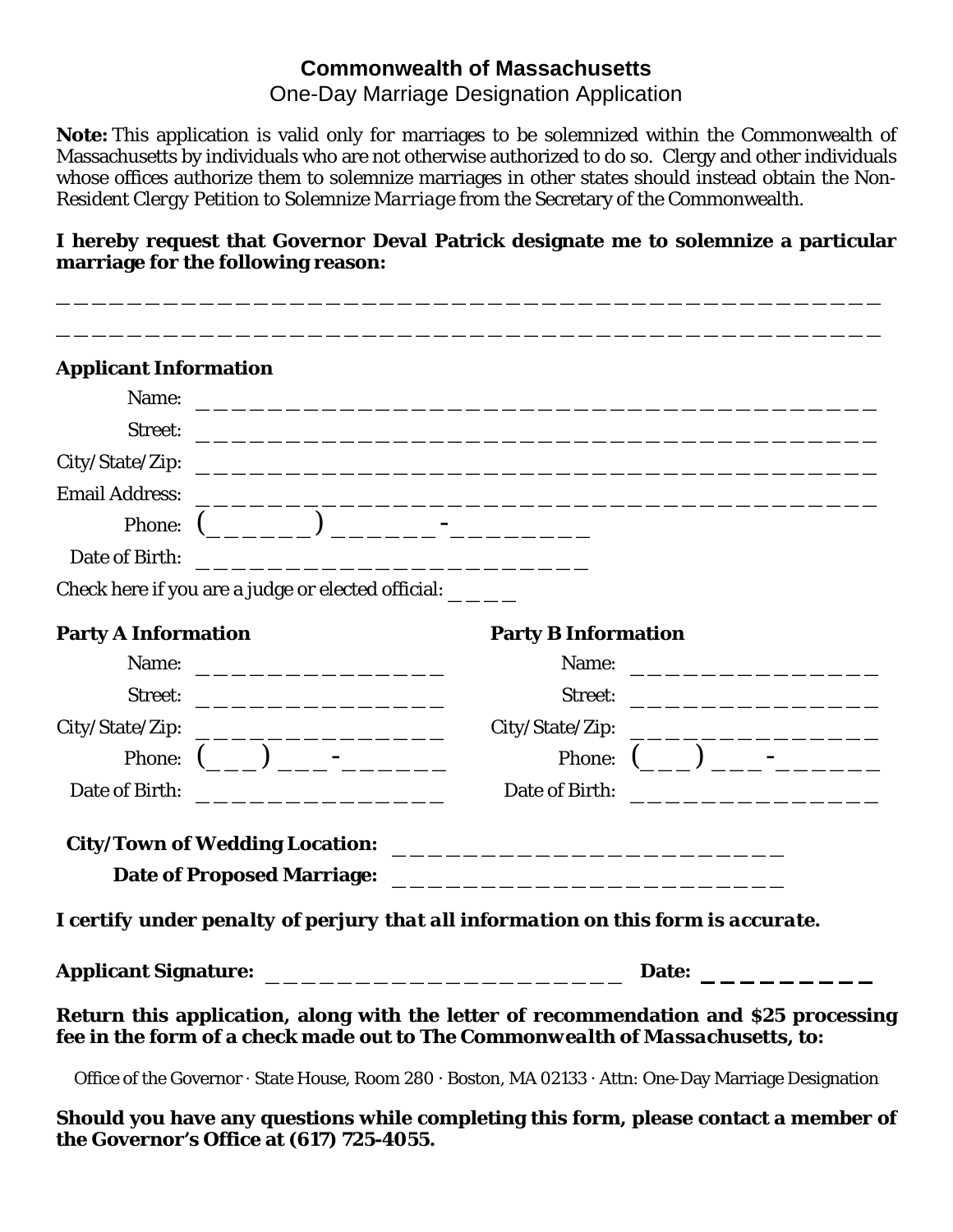## Commonwealth of Massachusetts

One-Day Marriage Designation Application

**Note:** This application is valid only for marriages to be solemnized within the Commonwealth of Massachusetts by individuals who are not otherwise authorized to do so. Clergy and other individuals whose offices authorize them to solemnize marriages in other states should instead obtain the *Non-Resident Clergy Petition to Solemnize Marriage* from the Secretary of the Commonwealth.

**I hereby request that Governor Deval Patrick designate me to solemnize a particular marriage for the following reason:**

_______________________________________________

_______________________________________________

**Applicant Information**

Name: ________________________________________

Street: ________________________________________

City/State/Zip: ________________________________________

Email Address: ________________________________________

Phone: (______) ______-________

Date of Birth: ________________________

Check here if you are a judge or elected official: ____

**Party A Information**

Name: _______________

Street: _______________

City/State/Zip: _______________

Phone: (___) ___-______

Date of Birth: _______________

**Party B Information**

Name: _______________

Street: _______________

City/State/Zip: _______________

Phone: (___) ___-______

Date of Birth: _______________

**City/Town of Wedding Location:** ________________________

**Date of Proposed Marriage:** ________________________

***I certify under penalty of perjury that all information on this form is accurate.***

**Applicant Signature:** ________________________ **Date:** _________

**Return this application, along with the letter of recommendation and $25 processing fee in the form of a check made out to The Commonwealth of Massachusetts, to:**

Office of the Governor · State House, Room 280 · Boston, MA 02133 · Attn: One-Day Marriage Designation

**Should you have any questions while completing this form, please contact a member of the Governor's Office at (617) 725-4055.**